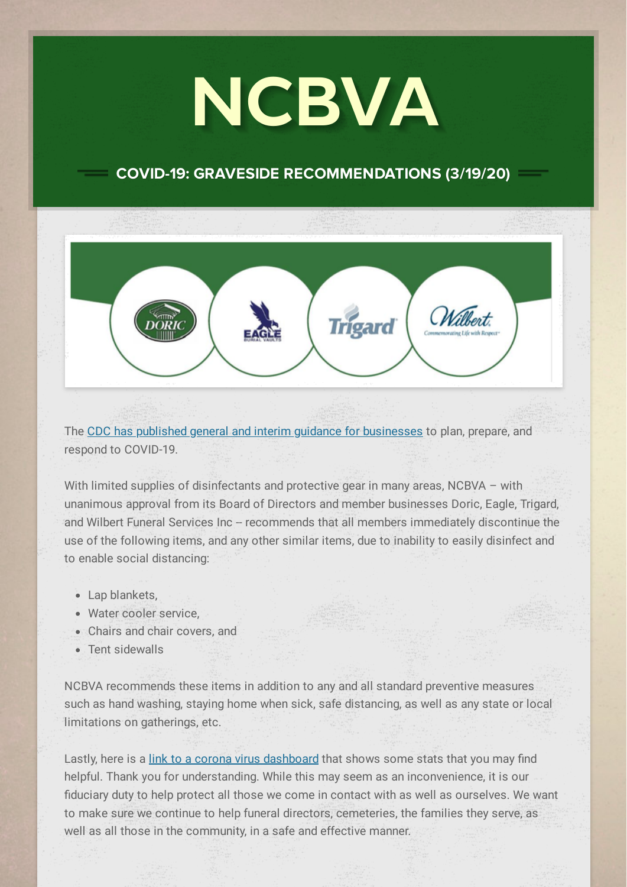# NCBVA

## COVID-19: GRAVESIDE RECOMMENDATIONS (3/19/20)

The CDC has published general and interim guidance for businesses to plan, prepare, and respond to COVID-19.

With limited supplies of disinfectants and protective gear in many areas, NCBVA – with unanimous approval from its Board of Directors and member businesses Doric, Eagle, Trigard, and Wilbert Funeral Services Inc -- recommends that all members immediately discontinue the use of the following items, and any other similar items, due to inability to easily disinfect and to enable social distancing:

- Lap blankets,
- Water cooler service,
- Chairs and chair covers, and
- Tent sidewalls

NCBVA recommends these items in addition to any and all standard preventive measures such as hand washing, staying home when sick, safe distancing, as well as any state or local limitations on gatherings, etc.

Lastly, here is a link to a corona virus dashboard that shows some stats that you may find helpful. Thank you for understanding. While this may seem as an inconvenience, it is our fiduciary duty to help protect all those we come in contact with as well as ourselves. We want to make sure we continue to help funeral directors, cemeteries, the families they serve, as well as all those in the community, in a safe and effective manner.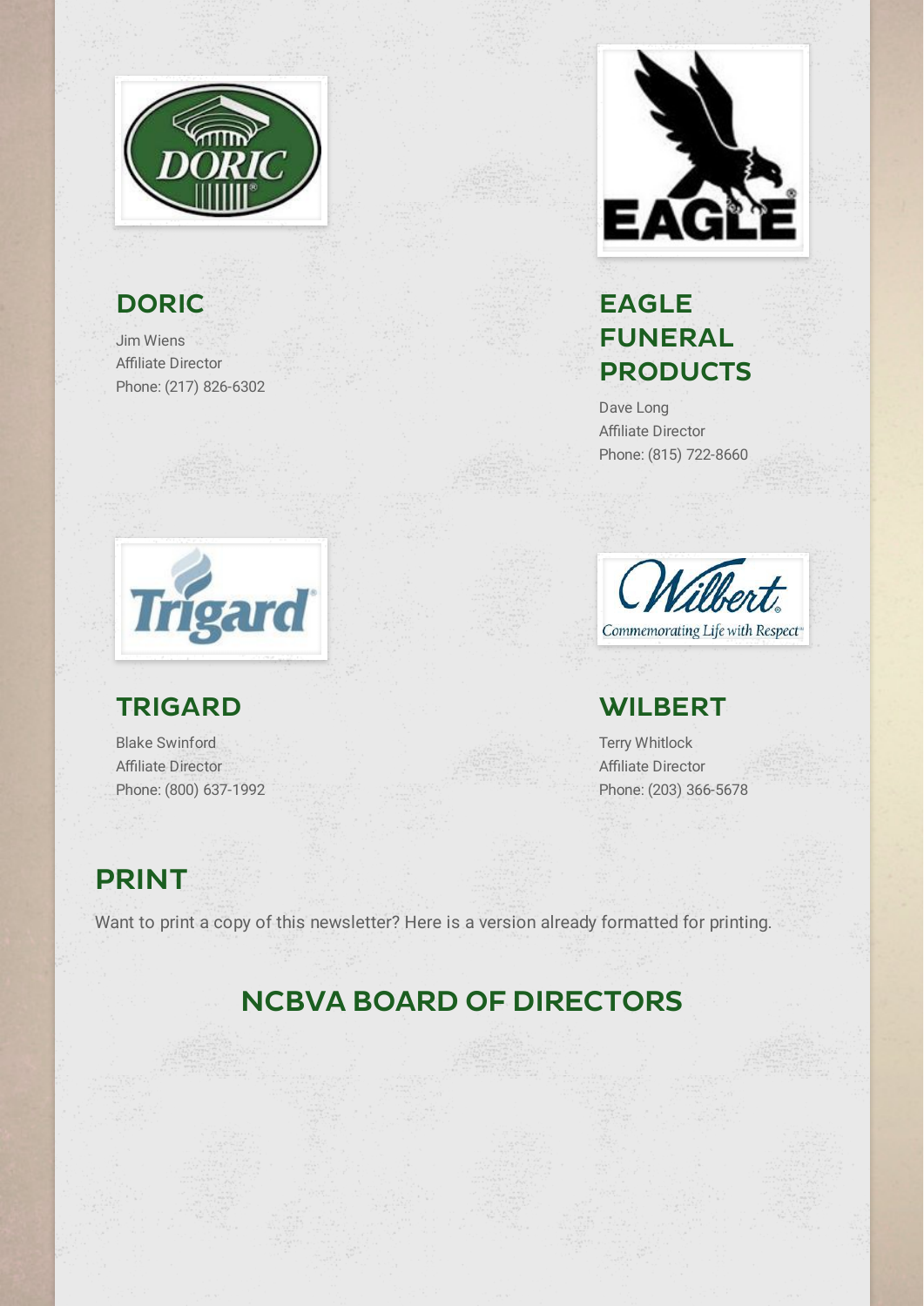## DORIC

Jim Wiens
Affiliate Director
Phone: (217) 826-6302

## EAGLE FUNERAL PRODUCTS

Dave Long
Affiliate Director
Phone: (815) 722-8660

## TRIGARD

Blake Swinford
Affiliate Director
Phone: (800) 637-1992

## WILBERT

Terry Whitlock
Affiliate Director
Phone: (203) 366-5678

## PRINT

Want to print a copy of this newsletter? Here is a version already formatted for printing.

## NCBVA BOARD OF DIRECTORS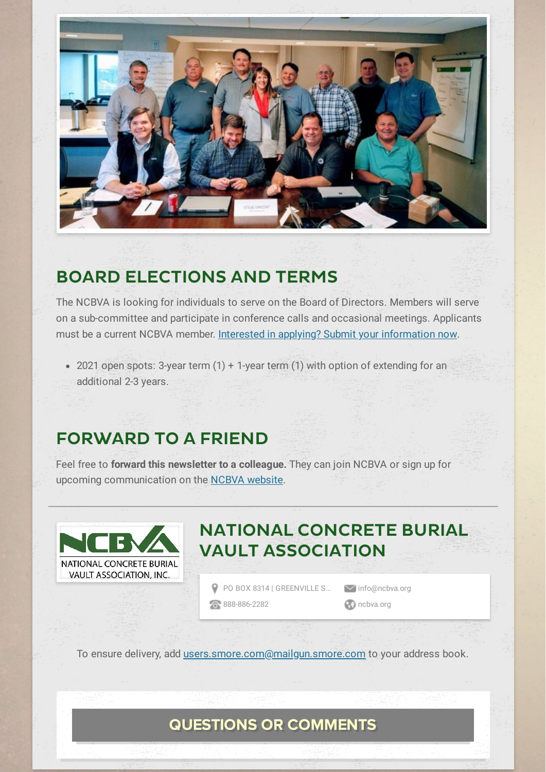## BOARD ELECTIONS AND TERMS

The NCBVA is looking for individuals to serve on the Board of Directors. Members will serve on a sub-committee and participate in conference calls and occasional meetings. Applicants must be a current NCBVA member. [Interested in applying? Submit your information now].

- 2021 open spots: 3-year term (1) + 1-year term (1) with option of extending for an additional 2-3 years.

## FORWARD TO A FRIEND

Feel free to **forward this newsletter to a colleague.** They can join NCBVA or sign up for upcoming communication on the [NCBVA website].

---

NCBVA
NATIONAL CONCRETE BURIAL VAULT ASSOCIATION, INC.

## NATIONAL CONCRETE BURIAL VAULT ASSOCIATION

PO BOX 8314 | GREENVILLE S...
888-886-2282
info@ncbva.org
ncbva.org

To ensure delivery, add users.smore.com@mailgun.smore.com to your address book.

**QUESTIONS OR COMMENTS**